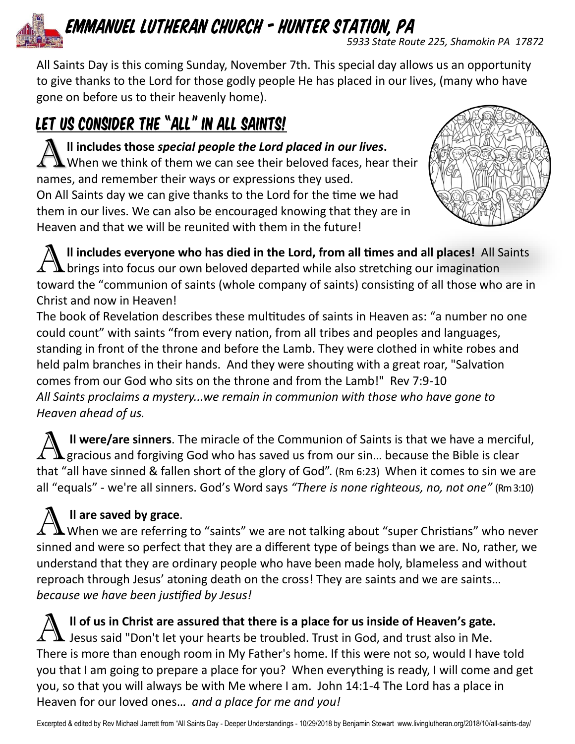# Emmanuel Lutheran Church - Hunter Station, PA

*5933 State Route 225, Shamokin PA 17872*

All Saints Day is this coming Sunday, November 7th. This special day allows us an opportunity to give thanks to the Lord for those godly people He has placed in our lives, (many who have gone on before us to their heavenly home).

## Let us consider the "ALL" in All Saints!

**All includes those *special people the Lord placed in our lives*.** When we think of them we can see their beloved faces, hear their names, and remember their ways or expressions they used. On All Saints day we can give thanks to the Lord for the time we had them in our lives. We can also be encouraged knowing that they are in Heaven and that we will be reunited with them in the future!

**All includes everyone who has died in the Lord, from all times and all places!** All Saints brings into focus our own beloved departed while also stretching our imagination toward the "communion of saints (whole company of saints) consisting of all those who are in Christ and now in Heaven!

The book of Revelation describes these multitudes of saints in Heaven as: "a number no one could count" with saints "from every nation, from all tribes and peoples and languages, standing in front of the throne and before the Lamb. They were clothed in white robes and held palm branches in their hands. And they were shouting with a great roar, "Salvation comes from our God who sits on the throne and from the Lamb!" Rev 7:9-10

*All Saints proclaims a mystery...we remain in communion with those who have gone to Heaven ahead of us.*

**All were/are sinners**. The miracle of the Communion of Saints is that we have a merciful, gracious and forgiving God who has saved us from our sin… because the Bible is clear that "all have sinned & fallen short of the glory of God". (Rm 6:23) When it comes to sin we are all "equals" - we're all sinners. God's Word says *"There is none righteous, no, not one"* (Rm 3:10)

**All are saved by grace**.
When we are referring to "saints" we are not talking about "super Christians" who never sinned and were so perfect that they are a different type of beings than we are. No, rather, we understand that they are ordinary people who have been made holy, blameless and without reproach through Jesus' atoning death on the cross! They are saints and we are saints… *because we have been justified by Jesus!*

**All of us in Christ are assured that there is a place for us inside of Heaven's gate.** Jesus said "Don't let your hearts be troubled. Trust in God, and trust also in Me. There is more than enough room in My Father's home. If this were not so, would I have told you that I am going to prepare a place for you? When everything is ready, I will come and get you, so that you will always be with Me where I am. John 14:1-4 The Lord has a place in Heaven for our loved ones… *and a place for me and you!*

Excerpted & edited by Rev Michael Jarrett from "All Saints Day - Deeper Understandings - 10/29/2018 by Benjamin Stewart www.livinglutheran.org/2018/10/all-saints-day/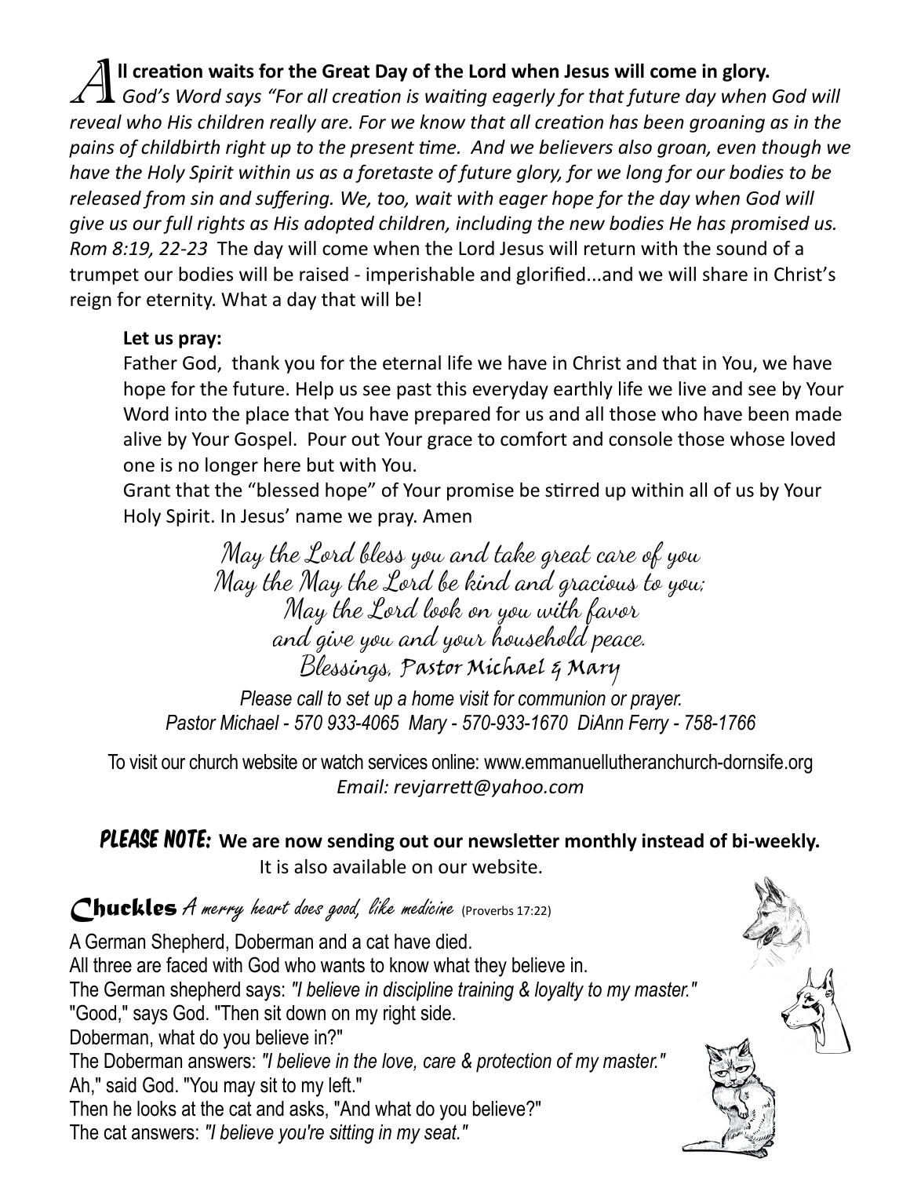**All creation waits for the Great Day of the Lord when Jesus will come in glory.**
*God's Word says "For all creation is waiting eagerly for that future day when God will reveal who His children really are. For we know that all creation has been groaning as in the pains of childbirth right up to the present time. And we believers also groan, even though we have the Holy Spirit within us as a foretaste of future glory, for we long for our bodies to be released from sin and suffering. We, too, wait with eager hope for the day when God will give us our full rights as His adopted children, including the new bodies He has promised us. Rom 8:19, 22-23* The day will come when the Lord Jesus will return with the sound of a trumpet our bodies will be raised - imperishable and glorified...and we will share in Christ's reign for eternity. What a day that will be!

**Let us pray:**
Father God, thank you for the eternal life we have in Christ and that in You, we have hope for the future. Help us see past this everyday earthly life we live and see by Your Word into the place that You have prepared for us and all those who have been made alive by Your Gospel. Pour out Your grace to comfort and console those whose loved one is no longer here but with You.
Grant that the "blessed hope" of Your promise be stirred up within all of us by Your Holy Spirit. In Jesus' name we pray. Amen

*May the Lord bless you and take great care of you*
*May the May the Lord be kind and gracious to you;*
*May the Lord look on you with favor*
*and give you and your household peace.*
*Blessings, Pastor Michael & Mary*

*Please call to set up a home visit for communion or prayer.*
*Pastor Michael - 570 933-4065 Mary - 570-933-1670 DiAnn Ferry - 758-1766*

To visit our church website or watch services online: www.emmanuellutheranchurch-dornsife.org
*Email: revjarrett@yahoo.com*

**PLEASE NOTE: We are now sending out our newsletter monthly instead of bi-weekly.**
It is also available on our website.

## Chuckles *A merry heart does good, like medicine* (Proverbs 17:22)

A German Shepherd, Doberman and a cat have died.
All three are faced with God who wants to know what they believe in.
The German shepherd says: *"I believe in discipline training & loyalty to my master."*
"Good," says God. "Then sit down on my right side.
Doberman, what do you believe in?"
The Doberman answers: *"I believe in the love, care & protection of my master."*
Ah," said God. "You may sit to my left."
Then he looks at the cat and asks, "And what do you believe?"
The cat answers: *"I believe you're sitting in my seat."*